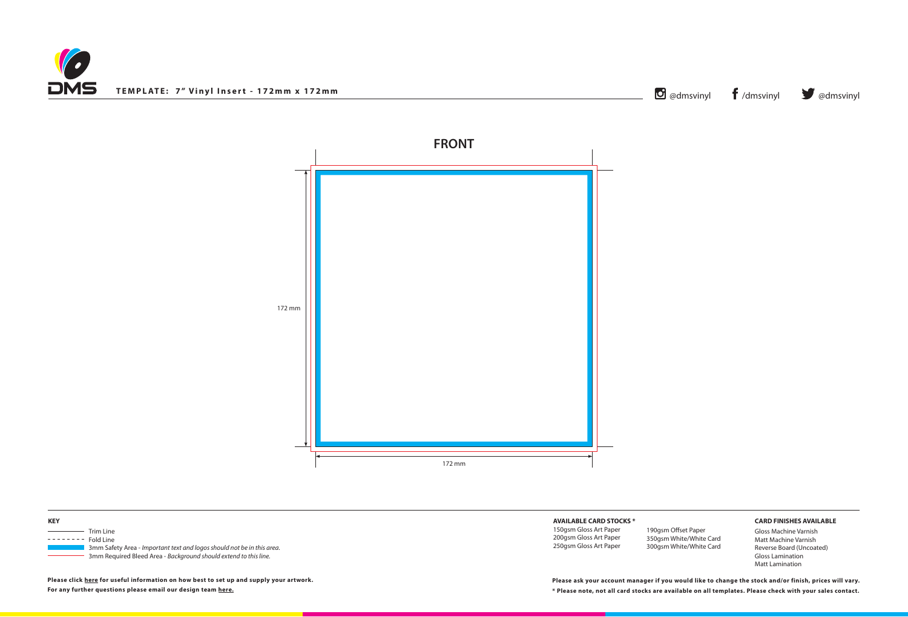**TEMPLATE: 7" Vinyl Insert - 172mm x 172mm**

@dmsvinyl /dmsvinyl @dmsvinyl

## FRONT

172 mm

172 mm

**KEY**

- Trim Line
- Fold Line
- 3mm Safety Area - *Important text and logos should not be in this area.*
- 3mm Required Bleed Area - *Background should extend to this line.*

**Please click here for useful information on how best to set up and supply your artwork.**
**For any further questions please email our design team here.**

**AVAILABLE CARD STOCKS ***

150gsm Gloss Art Paper
200gsm Gloss Art Paper
250gsm Gloss Art Paper
190gsm Offset Paper
350gsm White/White Card
300gsm White/White Card

**CARD FINISHES AVAILABLE**

Gloss Machine Varnish
Matt Machine Varnish
Reverse Board (Uncoated)
Gloss Lamination
Matt Lamination

**Please ask your account manager if you would like to change the stock and/or finish, prices will vary.**
*** Please note, not all card stocks are available on all templates. Please check with your sales contact.**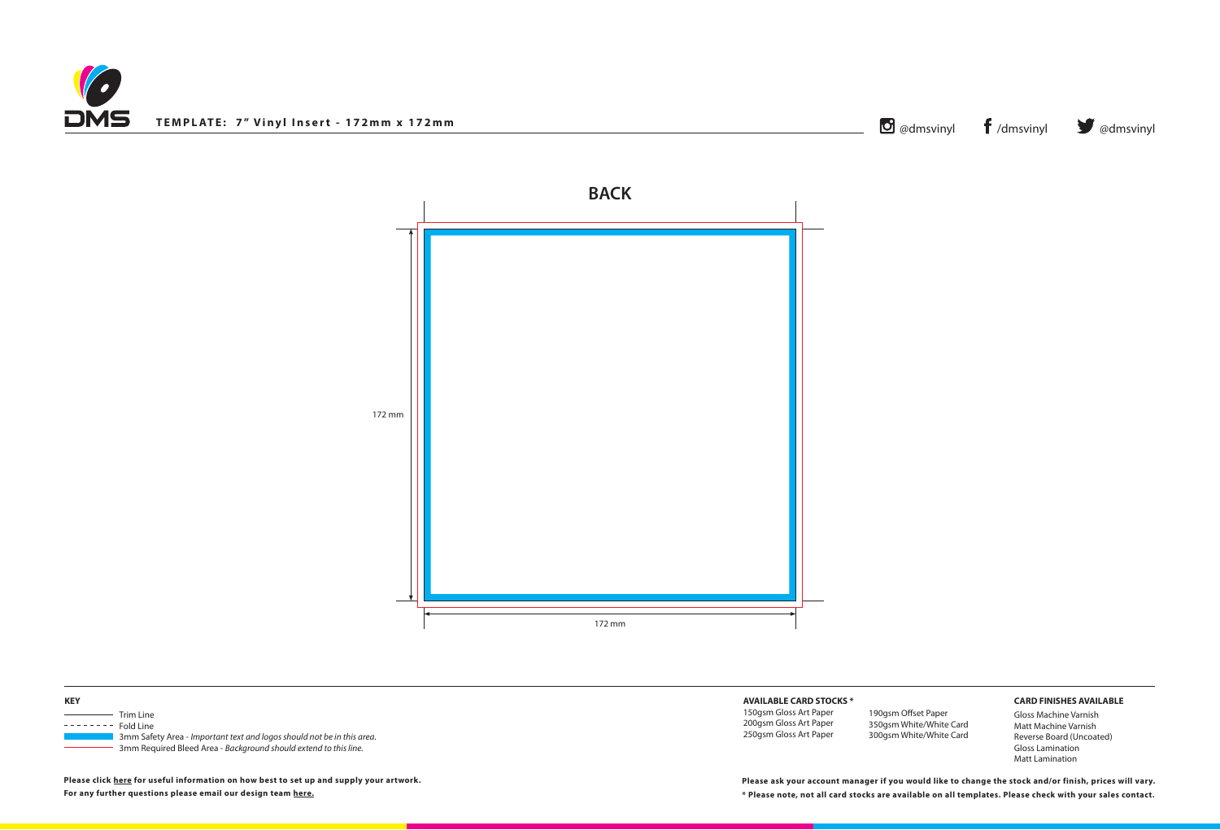**TEMPLATE: 7" Vinyl Insert - 172mm x 172mm**

@dmsvinyl /dmsvinyl @dmsvinyl

## BACK

172 mm

172 mm

**KEY**

- Trim Line
- Fold Line
- 3mm Safety Area - *Important text and logos should not be in this area.*
- 3mm Required Bleed Area - *Background should extend to this line.*

**AVAILABLE CARD STOCKS \***

150gsm Gloss Art Paper
200gsm Gloss Art Paper
250gsm Gloss Art Paper
190gsm Offset Paper
350gsm White/White Card
300gsm White/White Card

**CARD FINISHES AVAILABLE**

Gloss Machine Varnish
Matt Machine Varnish
Reverse Board (Uncoated)
Gloss Lamination
Matt Lamination

**Please click here for useful information on how best to set up and supply your artwork.**
**For any further questions please email our design team here.**

**Please ask your account manager if you would like to change the stock and/or finish, prices will vary.**
**\* Please note, not all card stocks are available on all templates. Please check with your sales contact.**